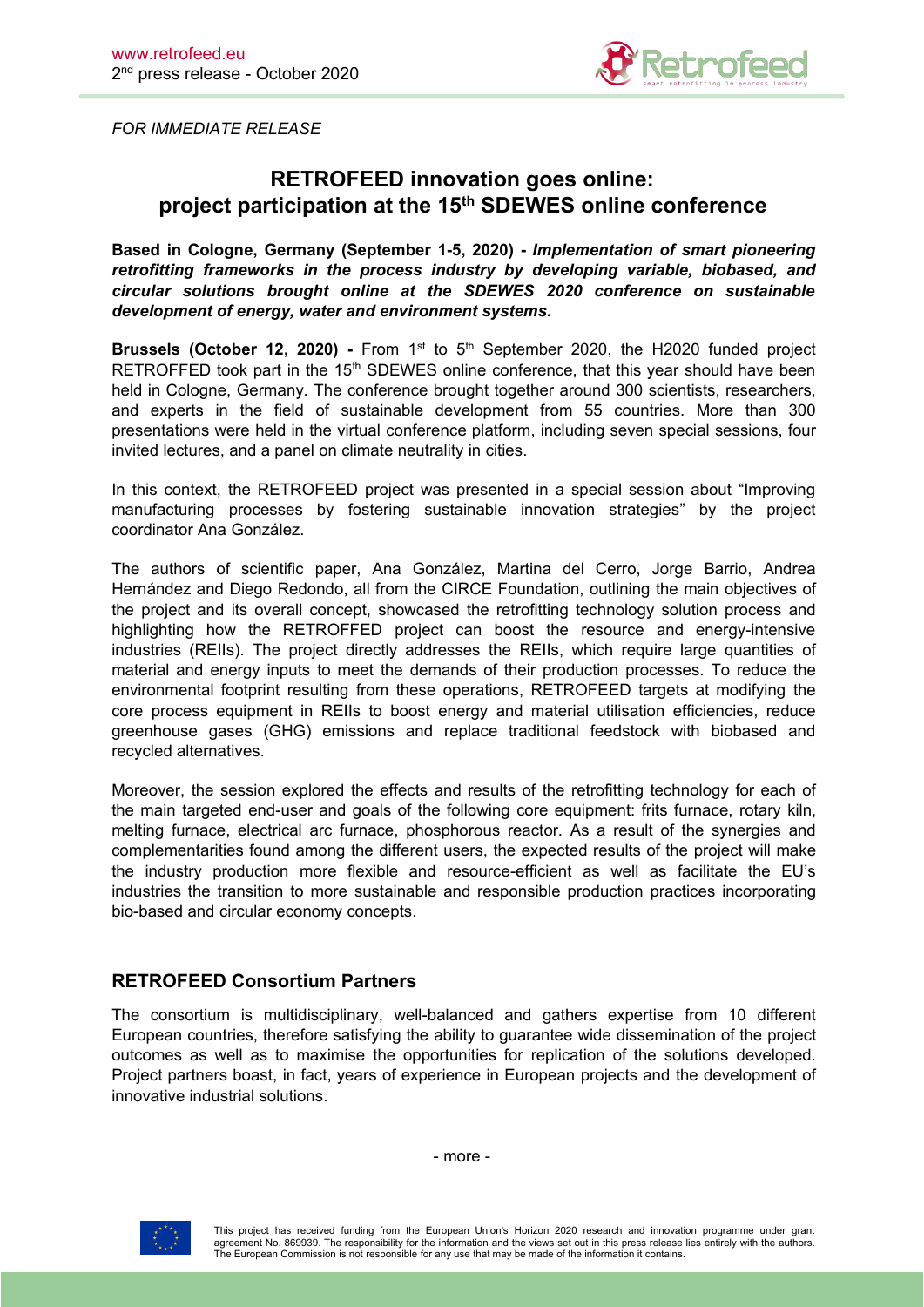FOR IMMEDIATE RELEASE

# RETROFEED innovation goes online: project participation at the 15th SDEWES online conference

**Based in Cologne, Germany (September 1-5, 2020) -** ***Implementation of smart pioneering retrofitting frameworks in the process industry by developing variable, biobased, and circular solutions brought online at the SDEWES 2020 conference on sustainable development of energy, water and environment systems.***

**Brussels (October 12, 2020) -** From 1st to 5th September 2020, the H2020 funded project RETROFFED took part in the 15th SDEWES online conference, that this year should have been held in Cologne, Germany. The conference brought together around 300 scientists, researchers, and experts in the field of sustainable development from 55 countries. More than 300 presentations were held in the virtual conference platform, including seven special sessions, four invited lectures, and a panel on climate neutrality in cities.

In this context, the RETROFEED project was presented in a special session about "Improving manufacturing processes by fostering sustainable innovation strategies" by the project coordinator Ana González.

The authors of scientific paper, Ana González, Martina del Cerro, Jorge Barrio, Andrea Hernández and Diego Redondo, all from the CIRCE Foundation, outlining the main objectives of the project and its overall concept, showcased the retrofitting technology solution process and highlighting how the RETROFFED project can boost the resource and energy-intensive industries (REIIs). The project directly addresses the REIIs, which require large quantities of material and energy inputs to meet the demands of their production processes. To reduce the environmental footprint resulting from these operations, RETROFEED targets at modifying the core process equipment in REIIs to boost energy and material utilisation efficiencies, reduce greenhouse gases (GHG) emissions and replace traditional feedstock with biobased and recycled alternatives.

Moreover, the session explored the effects and results of the retrofitting technology for each of the main targeted end-user and goals of the following core equipment: frits furnace, rotary kiln, melting furnace, electrical arc furnace, phosphorous reactor. As a result of the synergies and complementarities found among the different users, the expected results of the project will make the industry production more flexible and resource-efficient as well as facilitate the EU's industries the transition to more sustainable and responsible production practices incorporating bio-based and circular economy concepts.

## RETROFEED Consortium Partners

The consortium is multidisciplinary, well-balanced and gathers expertise from 10 different European countries, therefore satisfying the ability to guarantee wide dissemination of the project outcomes as well as to maximise the opportunities for replication of the solutions developed. Project partners boast, in fact, years of experience in European projects and the development of innovative industrial solutions.

- more -

This project has received funding from the European Union's Horizon 2020 research and innovation programme under grant agreement No. 869939. The responsibility for the information and the views set out in this press release lies entirely with the authors. The European Commission is not responsible for any use that may be made of the information it contains.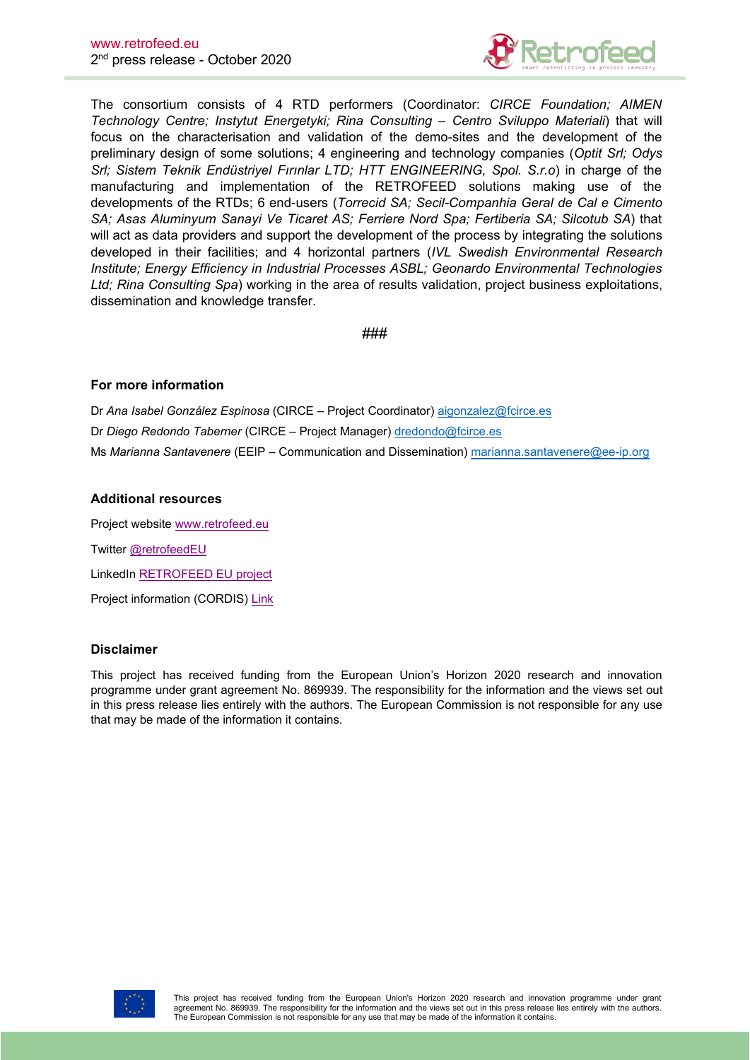The consortium consists of 4 RTD performers (Coordinator: *CIRCE Foundation; AIMEN Technology Centre; Instytut Energetyki; Rina Consulting – Centro Sviluppo Materiali*) that will focus on the characterisation and validation of the demo-sites and the development of the preliminary design of some solutions; 4 engineering and technology companies (*Optit Srl; Odys Srl; Sistem Teknik Endüstriyel Fırınlar LTD; HTT ENGINEERING, Spol. S.r.o*) in charge of the manufacturing and implementation of the RETROFEED solutions making use of the developments of the RTDs; 6 end-users (*Torrecid SA; Secil-Companhia Geral de Cal e Cimento SA; Asas Aluminyum Sanayi Ve Ticaret AS; Ferriere Nord Spa; Fertiberia SA; Silcotub SA*) that will act as data providers and support the development of the process by integrating the solutions developed in their facilities; and 4 horizontal partners (*IVL Swedish Environmental Research Institute; Energy Efficiency in Industrial Processes ASBL; Geonardo Environmental Technologies Ltd; Rina Consulting Spa*) working in the area of results validation, project business exploitations, dissemination and knowledge transfer.

###

### For more information

Dr *Ana Isabel González Espinosa* (CIRCE – Project Coordinator) aigonzalez@fcirce.es

Dr *Diego Redondo Taberner* (CIRCE – Project Manager) dredondo@fcirce.es

Ms *Marianna Santavenere* (EEIP – Communication and Dissemination) marianna.santavenere@ee-ip.org

### Additional resources

Project website www.retrofeed.eu

Twitter @retrofeedEU

LinkedIn RETROFEED EU project

Project information (CORDIS) Link

### Disclaimer

This project has received funding from the European Union's Horizon 2020 research and innovation programme under grant agreement No. 869939. The responsibility for the information and the views set out in this press release lies entirely with the authors. The European Commission is not responsible for any use that may be made of the information it contains.